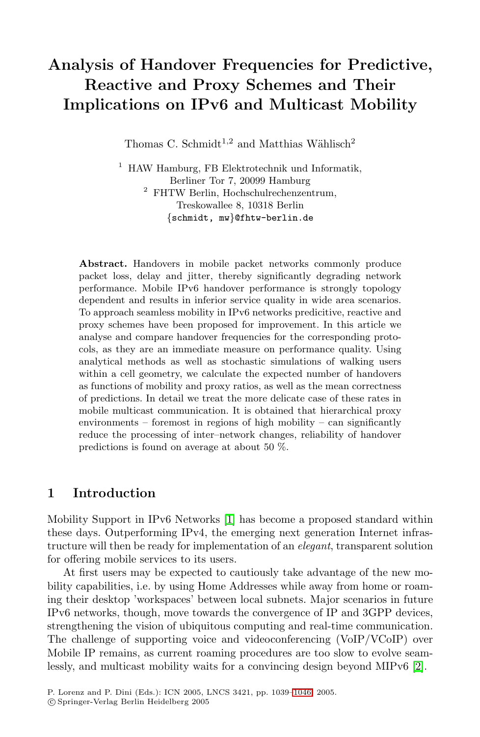# Analysis of Handover Frequencies for Predictive, Reactive and Proxy Schemes and Their Implications on IPv6 and Multicast Mobility

Thomas C. Schmidt[1,2] and Matthias Wählisch[2]

[1] HAW Hamburg, FB Elektrotechnik und Informatik, Berliner Tor 7, 20099 Hamburg
[2] FHTW Berlin, Hochschulrechenzentrum, Treskowallee 8, 10318 Berlin
{schmidt, mw}@fhtw-berlin.de

**Abstract.** Handovers in mobile packet networks commonly produce packet loss, delay and jitter, thereby significantly degrading network performance. Mobile IPv6 handover performance is strongly topology dependent and results in inferior service quality in wide area scenarios. To approach seamless mobility in IPv6 networks predicitive, reactive and proxy schemes have been proposed for improvement. In this article we analyse and compare handover frequencies for the corresponding protocols, as they are an immediate measure on performance quality. Using analytical methods as well as stochastic simulations of walking users within a cell geometry, we calculate the expected number of handovers as functions of mobility and proxy ratios, as well as the mean correctness of predictions. In detail we treat the more delicate case of these rates in mobile multicast communication. It is obtained that hierarchical proxy environments – foremost in regions of high mobility – can significantly reduce the processing of inter–network changes, reliability of handover predictions is found on average at about 50 %.

## 1 Introduction

Mobility Support in IPv6 Networks [1] has become a proposed standard within these days. Outperforming IPv4, the emerging next generation Internet infrastructure will then be ready for implementation of an *elegant*, transparent solution for offering mobile services to its users.

At first users may be expected to cautiously take advantage of the new mobility capabilities, i.e. by using Home Addresses while away from home or roaming their desktop 'workspaces' between local subnets. Major scenarios in future IPv6 networks, though, move towards the convergence of IP and 3GPP devices, strengthening the vision of ubiquitous computing and real-time communication. The challenge of supporting voice and videoconferencing (VoIP/VCoIP) over Mobile IP remains, as current roaming procedures are too slow to evolve seamlessly, and multicast mobility waits for a convincing design beyond MIPv6 [2].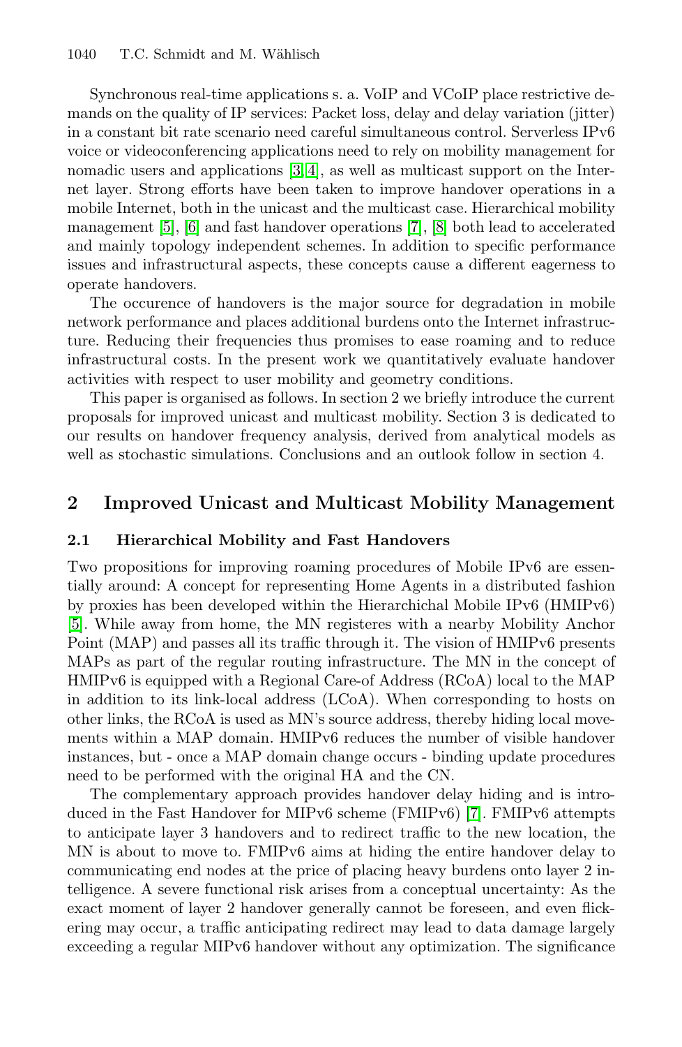Synchronous real-time applications s. a. VoIP and VCoIP place restrictive demands on the quality of IP services: Packet loss, delay and delay variation (jitter) in a constant bit rate scenario need careful simultaneous control. Serverless IPv6 voice or videoconferencing applications need to rely on mobility management for nomadic users and applications [3,4], as well as multicast support on the Internet layer. Strong efforts have been taken to improve handover operations in a mobile Internet, both in the unicast and the multicast case. Hierarchical mobility management [5], [6] and fast handover operations [7], [8] both lead to accelerated and mainly topology independent schemes. In addition to specific performance issues and infrastructural aspects, these concepts cause a different eagerness to operate handovers.

The occurence of handovers is the major source for degradation in mobile network performance and places additional burdens onto the Internet infrastructure. Reducing their frequencies thus promises to ease roaming and to reduce infrastructural costs. In the present work we quantitatively evaluate handover activities with respect to user mobility and geometry conditions.

This paper is organised as follows. In section 2 we briefly introduce the current proposals for improved unicast and multicast mobility. Section 3 is dedicated to our results on handover frequency analysis, derived from analytical models as well as stochastic simulations. Conclusions and an outlook follow in section 4.

## 2 Improved Unicast and Multicast Mobility Management

### 2.1 Hierarchical Mobility and Fast Handovers

Two propositions for improving roaming procedures of Mobile IPv6 are essentially around: A concept for representing Home Agents in a distributed fashion by proxies has been developed within the Hierarchichal Mobile IPv6 (HMIPv6) [5]. While away from home, the MN registeres with a nearby Mobility Anchor Point (MAP) and passes all its traffic through it. The vision of HMIPv6 presents MAPs as part of the regular routing infrastructure. The MN in the concept of HMIPv6 is equipped with a Regional Care-of Address (RCoA) local to the MAP in addition to its link-local address (LCoA). When corresponding to hosts on other links, the RCoA is used as MN's source address, thereby hiding local movements within a MAP domain. HMIPv6 reduces the number of visible handover instances, but - once a MAP domain change occurs - binding update procedures need to be performed with the original HA and the CN.

The complementary approach provides handover delay hiding and is introduced in the Fast Handover for MIPv6 scheme (FMIPv6) [7]. FMIPv6 attempts to anticipate layer 3 handovers and to redirect traffic to the new location, the MN is about to move to. FMIPv6 aims at hiding the entire handover delay to communicating end nodes at the price of placing heavy burdens onto layer 2 intelligence. A severe functional risk arises from a conceptual uncertainty: As the exact moment of layer 2 handover generally cannot be foreseen, and even flickering may occur, a traffic anticipating redirect may lead to data damage largely exceeding a regular MIPv6 handover without any optimization. The significance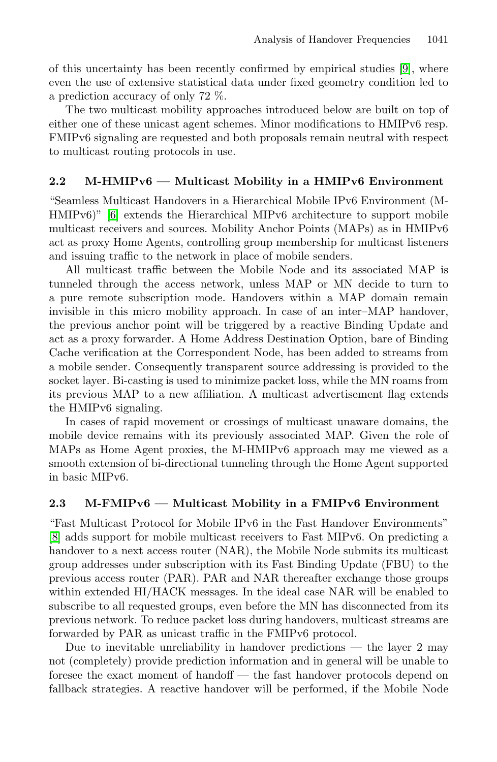of this uncertainty has been recently confirmed by empirical studies [9], where even the use of extensive statistical data under fixed geometry condition led to a prediction accuracy of only 72 %.

The two multicast mobility approaches introduced below are built on top of either one of these unicast agent schemes. Minor modifications to HMIPv6 resp. FMIPv6 signaling are requested and both proposals remain neutral with respect to multicast routing protocols in use.

### 2.2 M-HMIPv6 — Multicast Mobility in a HMIPv6 Environment

"Seamless Multicast Handovers in a Hierarchical Mobile IPv6 Environment (M-HMIPv6)" [6] extends the Hierarchical MIPv6 architecture to support mobile multicast receivers and sources. Mobility Anchor Points (MAPs) as in HMIPv6 act as proxy Home Agents, controlling group membership for multicast listeners and issuing traffic to the network in place of mobile senders.

All multicast traffic between the Mobile Node and its associated MAP is tunneled through the access network, unless MAP or MN decide to turn to a pure remote subscription mode. Handovers within a MAP domain remain invisible in this micro mobility approach. In case of an inter–MAP handover, the previous anchor point will be triggered by a reactive Binding Update and act as a proxy forwarder. A Home Address Destination Option, bare of Binding Cache verification at the Correspondent Node, has been added to streams from a mobile sender. Consequently transparent source addressing is provided to the socket layer. Bi-casting is used to minimize packet loss, while the MN roams from its previous MAP to a new affiliation. A multicast advertisement flag extends the HMIPv6 signaling.

In cases of rapid movement or crossings of multicast unaware domains, the mobile device remains with its previously associated MAP. Given the role of MAPs as Home Agent proxies, the M-HMIPv6 approach may me viewed as a smooth extension of bi-directional tunneling through the Home Agent supported in basic MIPv6.

### 2.3 M-FMIPv6 — Multicast Mobility in a FMIPv6 Environment

"Fast Multicast Protocol for Mobile IPv6 in the Fast Handover Environments" [8] adds support for mobile multicast receivers to Fast MIPv6. On predicting a handover to a next access router (NAR), the Mobile Node submits its multicast group addresses under subscription with its Fast Binding Update (FBU) to the previous access router (PAR). PAR and NAR thereafter exchange those groups within extended HI/HACK messages. In the ideal case NAR will be enabled to subscribe to all requested groups, even before the MN has disconnected from its previous network. To reduce packet loss during handovers, multicast streams are forwarded by PAR as unicast traffic in the FMIPv6 protocol.

Due to inevitable unreliability in handover predictions — the layer 2 may not (completely) provide prediction information and in general will be unable to foresee the exact moment of handoff — the fast handover protocols depend on fallback strategies. A reactive handover will be performed, if the Mobile Node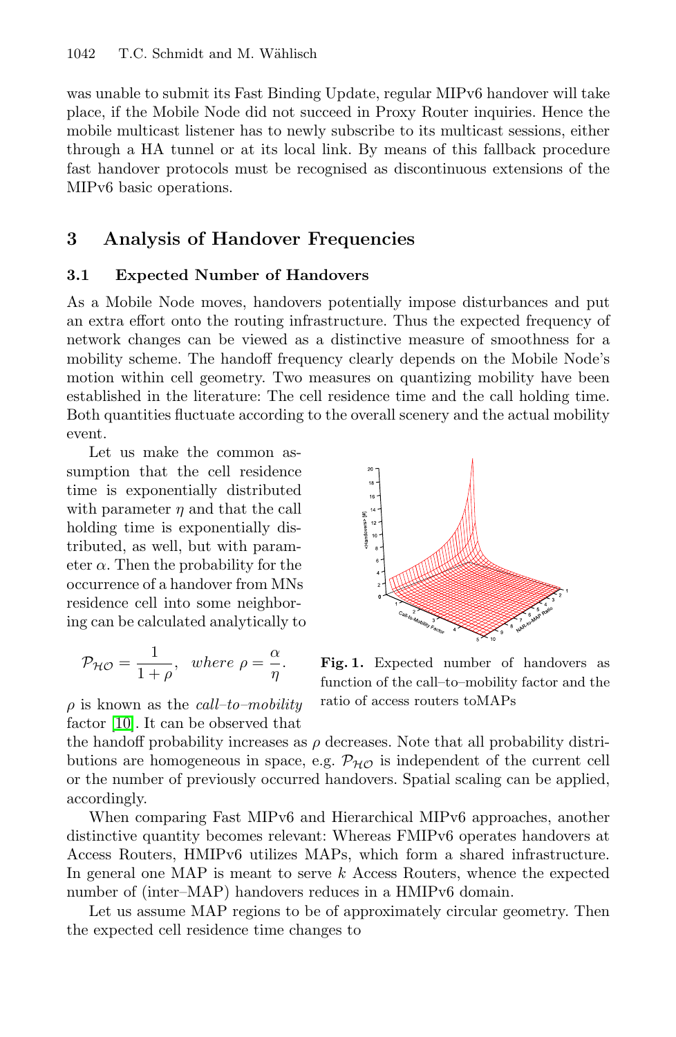was unable to submit its Fast Binding Update, regular MIPv6 handover will take place, if the Mobile Node did not succeed in Proxy Router inquiries. Hence the mobile multicast listener has to newly subscribe to its multicast sessions, either through a HA tunnel or at its local link. By means of this fallback procedure fast handover protocols must be recognised as discontinuous extensions of the MIPv6 basic operations.

## 3 Analysis of Handover Frequencies

### 3.1 Expected Number of Handovers

As a Mobile Node moves, handovers potentially impose disturbances and put an extra effort onto the routing infrastructure. Thus the expected frequency of network changes can be viewed as a distinctive measure of smoothness for a mobility scheme. The handoff frequency clearly depends on the Mobile Node's motion within cell geometry. Two measures on quantizing mobility have been established in the literature: The cell residence time and the call holding time. Both quantities fluctuate according to the overall scenery and the actual mobility event.

Let us make the common assumption that the cell residence time is exponentially distributed with parameter $\eta$ and that the call holding time is exponentially distributed, as well, but with parameter $\alpha$. Then the probability for the occurrence of a handover from MNs residence cell into some neighboring can be calculated analytically to

$$\mathcal{P}_{\mathcal{HO}} = \frac{1}{1+\rho}, \quad where\ \rho = \frac{\alpha}{\eta}.$$

**Fig. 1.** Expected number of handovers as function of the call–to–mobility factor and the ratio of access routers toMAPs

$\rho$ is known as the *call–to–mobility* factor [10]. It can be observed that the handoff probability increases as $\rho$ decreases. Note that all probability distributions are homogeneous in space, e.g. $\mathcal{P}_{\mathcal{HO}}$ is independent of the current cell or the number of previously occurred handovers. Spatial scaling can be applied, accordingly.

When comparing Fast MIPv6 and Hierarchical MIPv6 approaches, another distinctive quantity becomes relevant: Whereas FMIPv6 operates handovers at Access Routers, HMIPv6 utilizes MAPs, which form a shared infrastructure. In general one MAP is meant to serve $k$ Access Routers, whence the expected number of (inter–MAP) handovers reduces in a HMIPv6 domain.

Let us assume MAP regions to be of approximately circular geometry. Then the expected cell residence time changes to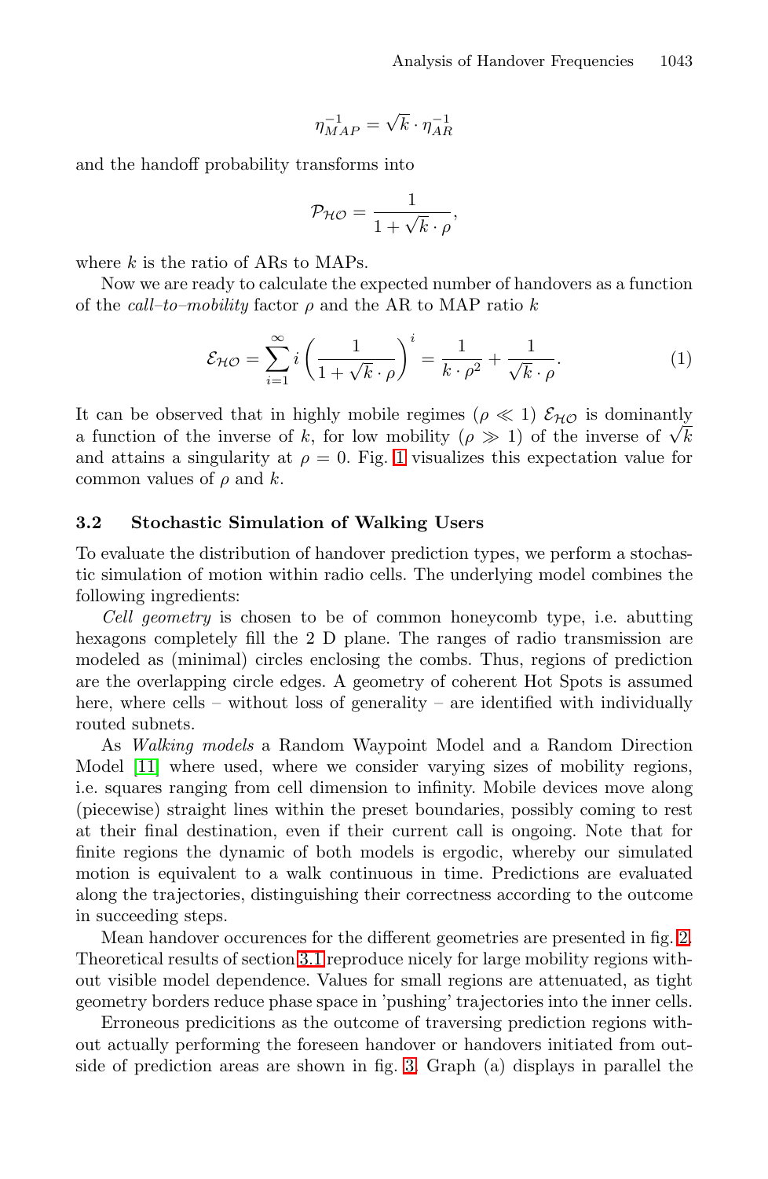$$\eta_{MAP}^{-1} = \sqrt{k} \cdot \eta_{AR}^{-1}$$

and the handoff probability transforms into

$$\mathcal{P}_{\mathcal{HO}} = \frac{1}{1 + \sqrt{k} \cdot \rho},$$

where $k$ is the ratio of ARs to MAPs.

Now we are ready to calculate the expected number of handovers as a function of the *call–to–mobility* factor $\rho$ and the AR to MAP ratio $k$

$$\mathcal{E}_{\mathcal{HO}} = \sum_{i=1}^{\infty} i \left( \frac{1}{1 + \sqrt{k} \cdot \rho} \right)^i = \frac{1}{k \cdot \rho^2} + \frac{1}{\sqrt{k} \cdot \rho}. \tag{1}$$

It can be observed that in highly mobile regimes ($\rho \ll 1$) $\mathcal{E}_{\mathcal{HO}}$ is dominantly a function of the inverse of $k$, for low mobility ($\rho \gg 1$) of the inverse of $\sqrt{k}$ and attains a singularity at $\rho = 0$. Fig. 1 visualizes this expectation value for common values of $\rho$ and $k$.

### 3.2 Stochastic Simulation of Walking Users

To evaluate the distribution of handover prediction types, we perform a stochastic simulation of motion within radio cells. The underlying model combines the following ingredients:

*Cell geometry* is chosen to be of common honeycomb type, i.e. abutting hexagons completely fill the 2 D plane. The ranges of radio transmission are modeled as (minimal) circles enclosing the combs. Thus, regions of prediction are the overlapping circle edges. A geometry of coherent Hot Spots is assumed here, where cells – without loss of generality – are identified with individually routed subnets.

As *Walking models* a Random Waypoint Model and a Random Direction Model [11] where used, where we consider varying sizes of mobility regions, i.e. squares ranging from cell dimension to infinity. Mobile devices move along (piecewise) straight lines within the preset boundaries, possibly coming to rest at their final destination, even if their current call is ongoing. Note that for finite regions the dynamic of both models is ergodic, whereby our simulated motion is equivalent to a walk continuous in time. Predictions are evaluated along the trajectories, distinguishing their correctness according to the outcome in succeeding steps.

Mean handover occurences for the different geometries are presented in fig. 2. Theoretical results of section 3.1 reproduce nicely for large mobility regions without visible model dependence. Values for small regions are attenuated, as tight geometry borders reduce phase space in 'pushing' trajectories into the inner cells.

Erroneous predicitions as the outcome of traversing prediction regions without actually performing the foreseen handover or handovers initiated from outside of prediction areas are shown in fig. 3. Graph (a) displays in parallel the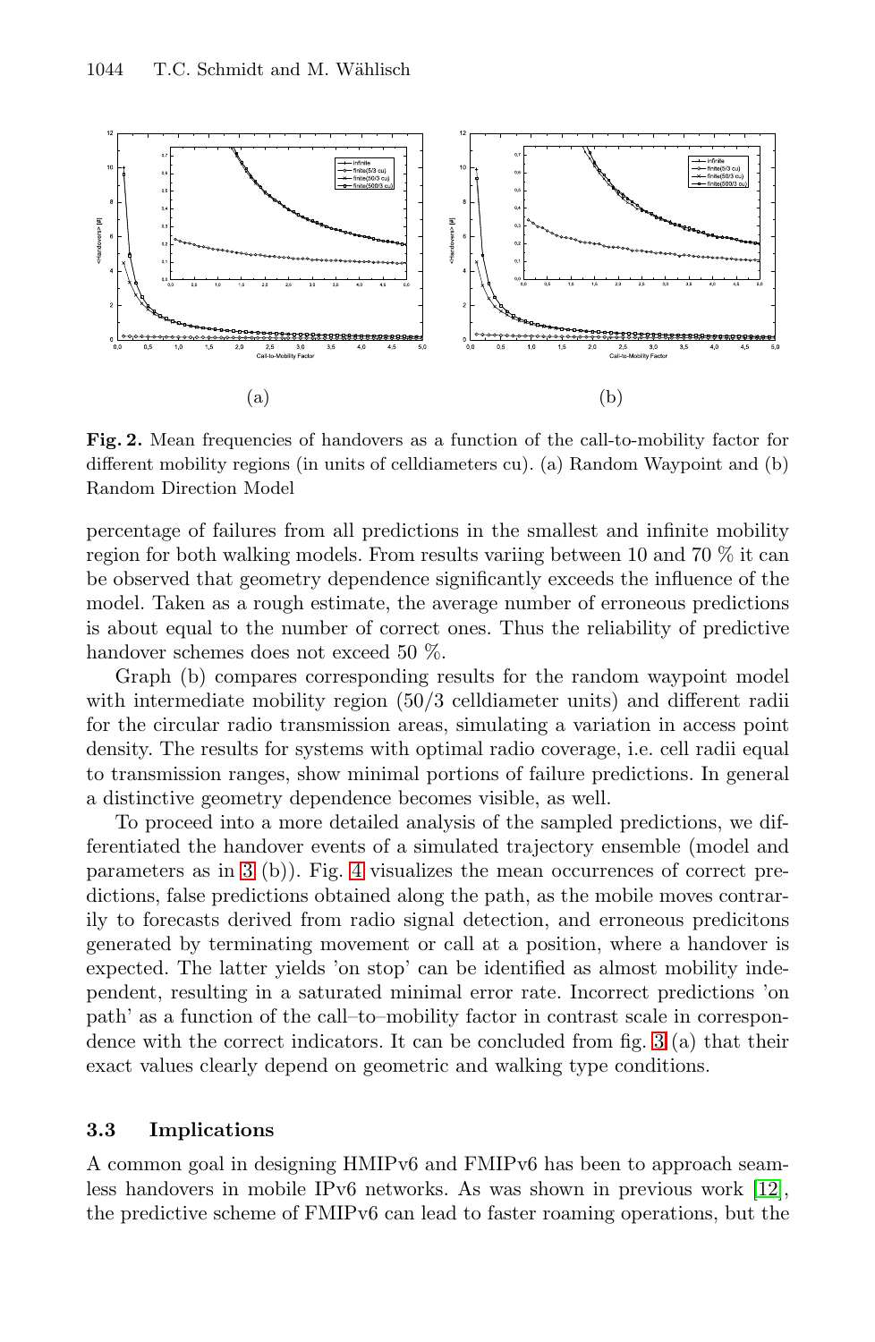**Fig. 2.** Mean frequencies of handovers as a function of the call-to-mobility factor for different mobility regions (in units of celldiameters cu). (a) Random Waypoint and (b) Random Direction Model

percentage of failures from all predictions in the smallest and infinite mobility region for both walking models. From results variing between 10 and 70 % it can be observed that geometry dependence significantly exceeds the influence of the model. Taken as a rough estimate, the average number of erroneous predictions is about equal to the number of correct ones. Thus the reliability of predictive handover schemes does not exceed 50 %.

Graph (b) compares corresponding results for the random waypoint model with intermediate mobility region (50/3 celldiameter units) and different radii for the circular radio transmission areas, simulating a variation in access point density. The results for systems with optimal radio coverage, i.e. cell radii equal to transmission ranges, show minimal portions of failure predictions. In general a distinctive geometry dependence becomes visible, as well.

To proceed into a more detailed analysis of the sampled predictions, we differentiated the handover events of a simulated trajectory ensemble (model and parameters as in 3 (b)). Fig. 4 visualizes the mean occurrences of correct predictions, false predictions obtained along the path, as the mobile moves contrarily to forecasts derived from radio signal detection, and erroneous predicitons generated by terminating movement or call at a position, where a handover is expected. The latter yields 'on stop' can be identified as almost mobility independent, resulting in a saturated minimal error rate. Incorrect predictions 'on path' as a function of the call–to–mobility factor in contrast scale in correspondence with the correct indicators. It can be concluded from fig. 3 (a) that their exact values clearly depend on geometric and walking type conditions.

### 3.3 Implications

A common goal in designing HMIPv6 and FMIPv6 has been to approach seamless handovers in mobile IPv6 networks. As was shown in previous work [12], the predictive scheme of FMIPv6 can lead to faster roaming operations, but the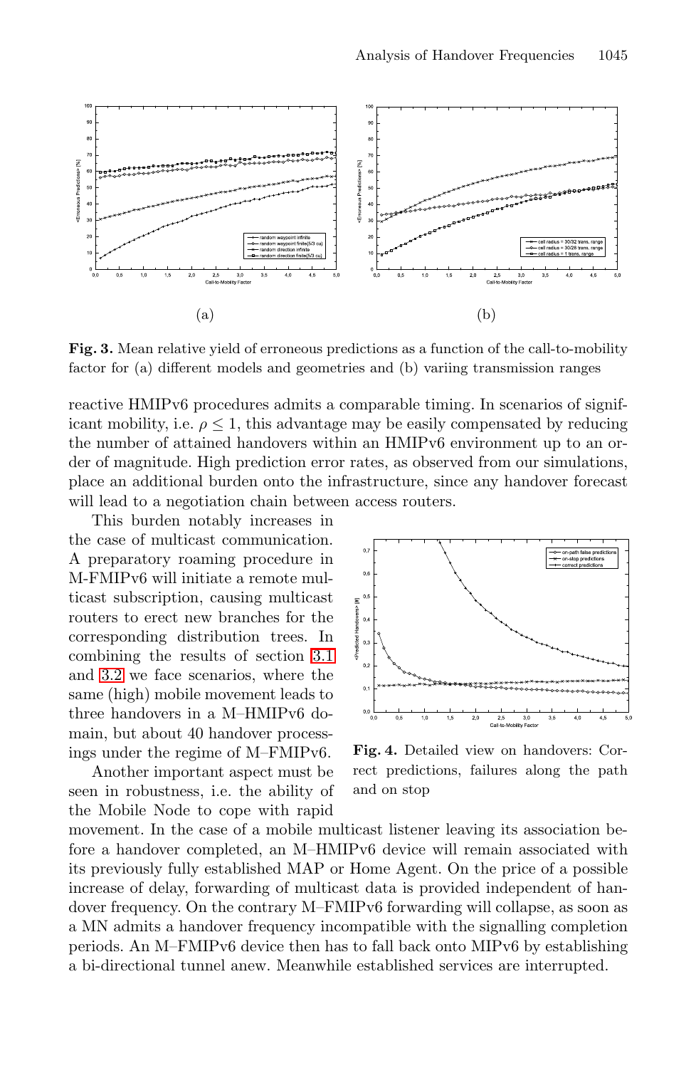**Fig. 3.** Mean relative yield of erroneous predictions as a function of the call-to-mobility factor for (a) different models and geometries and (b) variing transmission ranges

reactive HMIPv6 procedures admits a comparable timing. In scenarios of significant mobility, i.e. $\rho \leq 1$, this advantage may be easily compensated by reducing the number of attained handovers within an HMIPv6 environment up to an order of magnitude. High prediction error rates, as observed from our simulations, place an additional burden onto the infrastructure, since any handover forecast will lead to a negotiation chain between access routers.

This burden notably increases in the case of multicast communication. A preparatory roaming procedure in M-FMIPv6 will initiate a remote multicast subscription, causing multicast routers to erect new branches for the corresponding distribution trees. In combining the results of section 3.1 and 3.2 we face scenarios, where the same (high) mobile movement leads to three handovers in a M–HMIPv6 domain, but about 40 handover processings under the regime of M–FMIPv6.

**Fig. 4.** Detailed view on handovers: Correct predictions, failures along the path and on stop

Another important aspect must be seen in robustness, i.e. the ability of the Mobile Node to cope with rapid movement. In the case of a mobile multicast listener leaving its association before a handover completed, an M–HMIPv6 device will remain associated with its previously fully established MAP or Home Agent. On the price of a possible increase of delay, forwarding of multicast data is provided independent of handover frequency. On the contrary M–FMIPv6 forwarding will collapse, as soon as a MN admits a handover frequency incompatible with the signalling completion periods. An M–FMIPv6 device then has to fall back onto MIPv6 by establishing a bi-directional tunnel anew. Meanwhile established services are interrupted.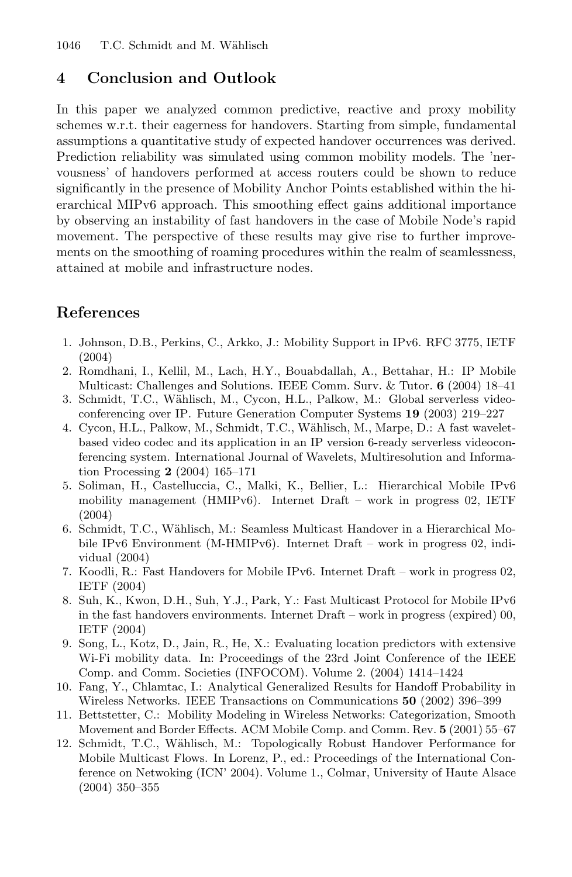## 4 Conclusion and Outlook

In this paper we analyzed common predictive, reactive and proxy mobility schemes w.r.t. their eagerness for handovers. Starting from simple, fundamental assumptions a quantitative study of expected handover occurrences was derived. Prediction reliability was simulated using common mobility models. The 'nervousness' of handovers performed at access routers could be shown to reduce significantly in the presence of Mobility Anchor Points established within the hierarchical MIPv6 approach. This smoothing effect gains additional importance by observing an instability of fast handovers in the case of Mobile Node's rapid movement. The perspective of these results may give rise to further improvements on the smoothing of roaming procedures within the realm of seamlessness, attained at mobile and infrastructure nodes.

## References

1. Johnson, D.B., Perkins, C., Arkko, J.: Mobility Support in IPv6. RFC 3775, IETF (2004)
2. Romdhani, I., Kellil, M., Lach, H.Y., Bouabdallah, A., Bettahar, H.: IP Mobile Multicast: Challenges and Solutions. IEEE Comm. Surv. & Tutor. **6** (2004) 18–41
3. Schmidt, T.C., Wählisch, M., Cycon, H.L., Palkow, M.: Global serverless videoconferencing over IP. Future Generation Computer Systems **19** (2003) 219–227
4. Cycon, H.L., Palkow, M., Schmidt, T.C., Wählisch, M., Marpe, D.: A fast wavelet-based video codec and its application in an IP version 6-ready serverless videoconferencing system. International Journal of Wavelets, Multiresolution and Information Processing **2** (2004) 165–171
5. Soliman, H., Castelluccia, C., Malki, K., Bellier, L.: Hierarchical Mobile IPv6 mobility management (HMIPv6). Internet Draft – work in progress 02, IETF (2004)
6. Schmidt, T.C., Wählisch, M.: Seamless Multicast Handover in a Hierarchical Mobile IPv6 Environment (M-HMIPv6). Internet Draft – work in progress 02, individual (2004)
7. Koodli, R.: Fast Handovers for Mobile IPv6. Internet Draft – work in progress 02, IETF (2004)
8. Suh, K., Kwon, D.H., Suh, Y.J., Park, Y.: Fast Multicast Protocol for Mobile IPv6 in the fast handovers environments. Internet Draft – work in progress (expired) 00, IETF (2004)
9. Song, L., Kotz, D., Jain, R., He, X.: Evaluating location predictors with extensive Wi-Fi mobility data. In: Proceedings of the 23rd Joint Conference of the IEEE Comp. and Comm. Societies (INFOCOM). Volume 2. (2004) 1414–1424
10. Fang, Y., Chlamtac, I.: Analytical Generalized Results for Handoff Probability in Wireless Networks. IEEE Transactions on Communications **50** (2002) 396–399
11. Bettstetter, C.: Mobility Modeling in Wireless Networks: Categorization, Smooth Movement and Border Effects. ACM Mobile Comp. and Comm. Rev. **5** (2001) 55–67
12. Schmidt, T.C., Wählisch, M.: Topologically Robust Handover Performance for Mobile Multicast Flows. In Lorenz, P., ed.: Proceedings of the International Conference on Netwoking (ICN' 2004). Volume 1., Colmar, University of Haute Alsace (2004) 350–355